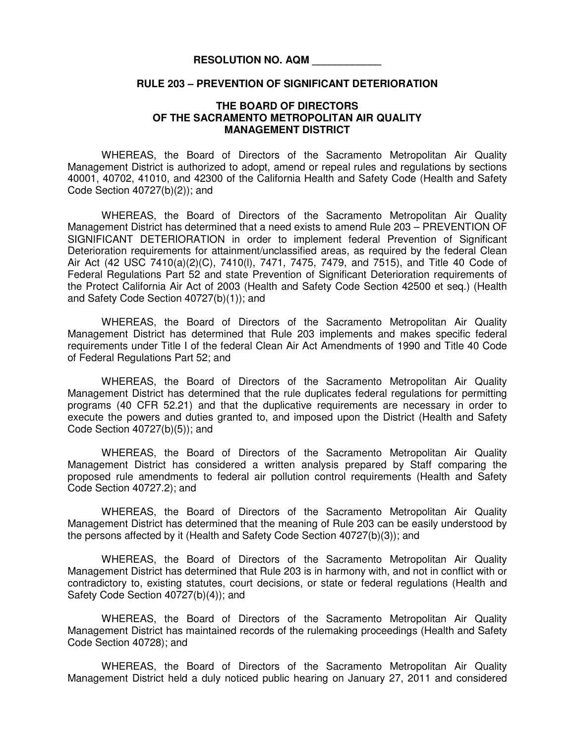**RESOLUTION NO. AQM ____________**

**RULE 203 – PREVENTION OF SIGNIFICANT DETERIORATION**

**THE BOARD OF DIRECTORS**
**OF THE SACRAMENTO METROPOLITAN AIR QUALITY**
**MANAGEMENT DISTRICT**

WHEREAS, the Board of Directors of the Sacramento Metropolitan Air Quality Management District is authorized to adopt, amend or repeal rules and regulations by sections 40001, 40702, 41010, and 42300 of the California Health and Safety Code (Health and Safety Code Section 40727(b)(2)); and

WHEREAS, the Board of Directors of the Sacramento Metropolitan Air Quality Management District has determined that a need exists to amend Rule 203 – PREVENTION OF SIGNIFICANT DETERIORATION in order to implement federal Prevention of Significant Deterioration requirements for attainment/unclassified areas, as required by the federal Clean Air Act (42 USC 7410(a)(2)(C), 7410(l), 7471, 7475, 7479, and 7515), and Title 40 Code of Federal Regulations Part 52 and state Prevention of Significant Deterioration requirements of the Protect California Air Act of 2003 (Health and Safety Code Section 42500 et seq.) (Health and Safety Code Section 40727(b)(1)); and

WHEREAS, the Board of Directors of the Sacramento Metropolitan Air Quality Management District has determined that Rule 203 implements and makes specific federal requirements under Title I of the federal Clean Air Act Amendments of 1990 and Title 40 Code of Federal Regulations Part 52; and

WHEREAS, the Board of Directors of the Sacramento Metropolitan Air Quality Management District has determined that the rule duplicates federal regulations for permitting programs (40 CFR 52.21) and that the duplicative requirements are necessary in order to execute the powers and duties granted to, and imposed upon the District (Health and Safety Code Section 40727(b)(5)); and

WHEREAS, the Board of Directors of the Sacramento Metropolitan Air Quality Management District has considered a written analysis prepared by Staff comparing the proposed rule amendments to federal air pollution control requirements (Health and Safety Code Section 40727.2); and

WHEREAS, the Board of Directors of the Sacramento Metropolitan Air Quality Management District has determined that the meaning of Rule 203 can be easily understood by the persons affected by it (Health and Safety Code Section 40727(b)(3)); and

WHEREAS, the Board of Directors of the Sacramento Metropolitan Air Quality Management District has determined that Rule 203 is in harmony with, and not in conflict with or contradictory to, existing statutes, court decisions, or state or federal regulations (Health and Safety Code Section 40727(b)(4)); and

WHEREAS, the Board of Directors of the Sacramento Metropolitan Air Quality Management District has maintained records of the rulemaking proceedings (Health and Safety Code Section 40728); and

WHEREAS, the Board of Directors of the Sacramento Metropolitan Air Quality Management District held a duly noticed public hearing on January 27, 2011 and considered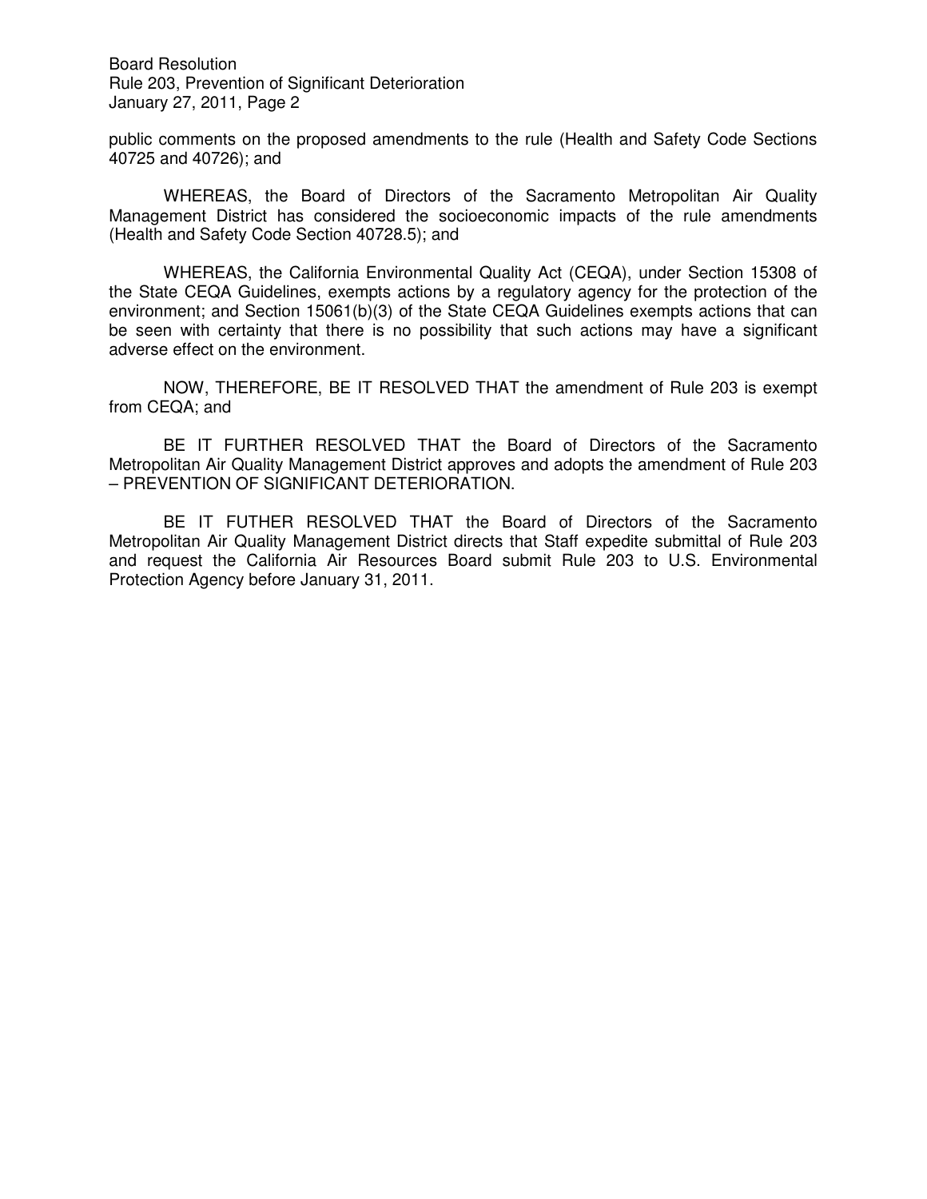public comments on the proposed amendments to the rule (Health and Safety Code Sections 40725 and 40726); and

WHEREAS, the Board of Directors of the Sacramento Metropolitan Air Quality Management District has considered the socioeconomic impacts of the rule amendments (Health and Safety Code Section 40728.5); and

WHEREAS, the California Environmental Quality Act (CEQA), under Section 15308 of the State CEQA Guidelines, exempts actions by a regulatory agency for the protection of the environment; and Section 15061(b)(3) of the State CEQA Guidelines exempts actions that can be seen with certainty that there is no possibility that such actions may have a significant adverse effect on the environment.

NOW, THEREFORE, BE IT RESOLVED THAT the amendment of Rule 203 is exempt from CEQA; and

BE IT FURTHER RESOLVED THAT the Board of Directors of the Sacramento Metropolitan Air Quality Management District approves and adopts the amendment of Rule 203 – PREVENTION OF SIGNIFICANT DETERIORATION.

BE IT FUTHER RESOLVED THAT the Board of Directors of the Sacramento Metropolitan Air Quality Management District directs that Staff expedite submittal of Rule 203 and request the California Air Resources Board submit Rule 203 to U.S. Environmental Protection Agency before January 31, 2011.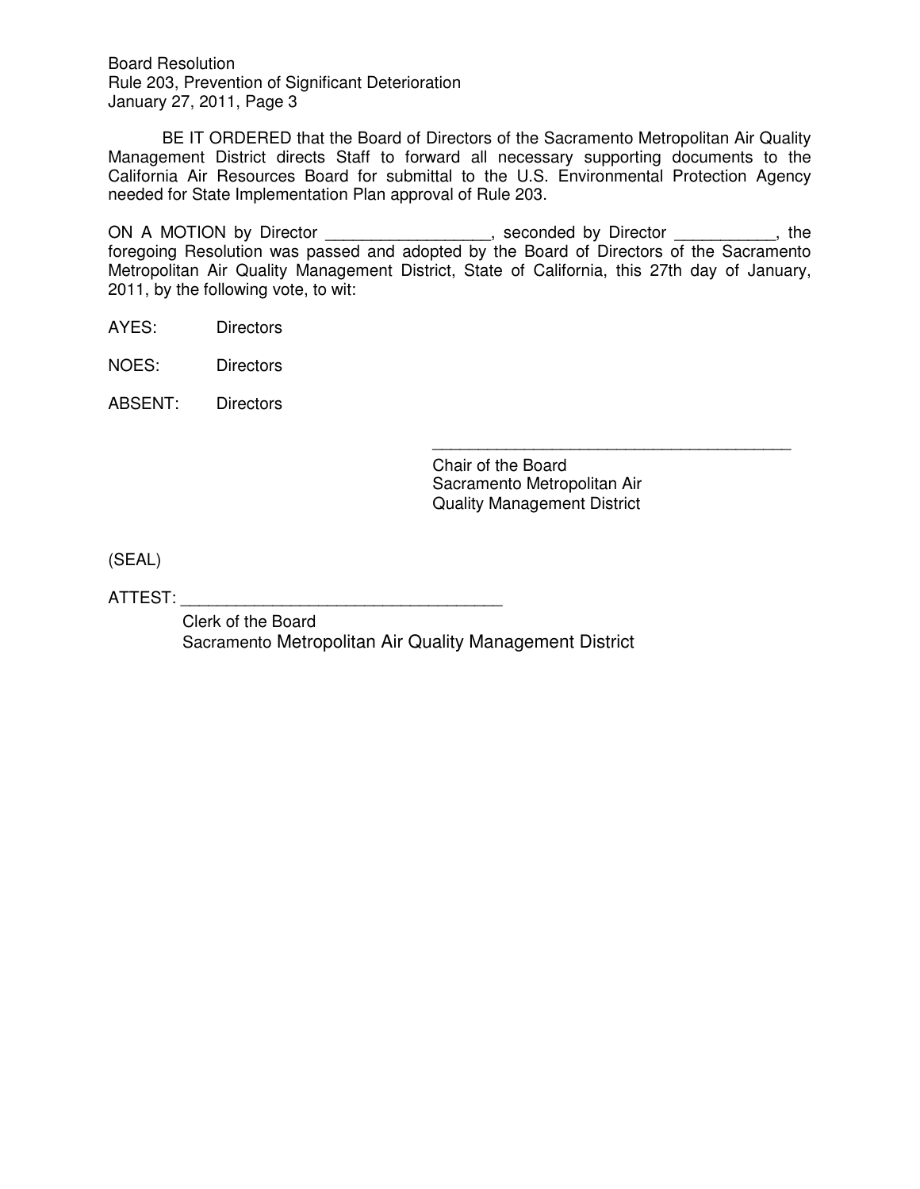BE IT ORDERED that the Board of Directors of the Sacramento Metropolitan Air Quality Management District directs Staff to forward all necessary supporting documents to the California Air Resources Board for submittal to the U.S. Environmental Protection Agency needed for State Implementation Plan approval of Rule 203.

ON A MOTION by Director __________________, seconded by Director ___________, the foregoing Resolution was passed and adopted by the Board of Directors of the Sacramento Metropolitan Air Quality Management District, State of California, this 27th day of January, 2011, by the following vote, to wit:

AYES: Directors

NOES: Directors

ABSENT: Directors

_________________________________________

Chair of the Board
Sacramento Metropolitan Air
Quality Management District

(SEAL)

ATTEST: ___________________________________

Clerk of the Board
Sacramento Metropolitan Air Quality Management District